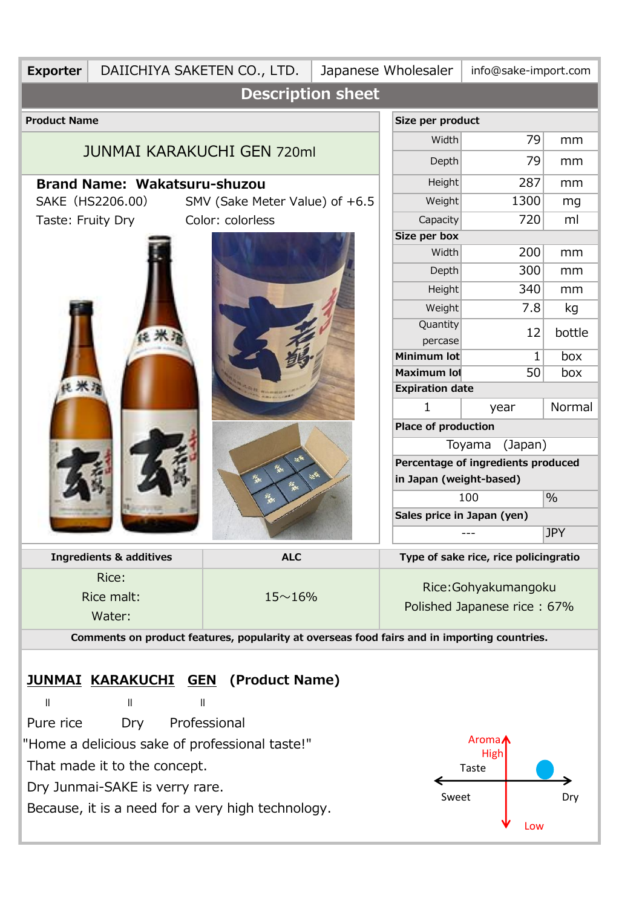| Exporter | DAIICHIYA SAKETEN CO., LTD. | Japanese Wholesaler | info@sake-import.com |
|---|---|---|---|

## Description sheet

**Product Name**

JUNMAI KARAKUCHI GEN 720ml

**Brand Name: Wakatsuru-shuzou**

SAKE (HS2206.00) SMV (Sake Meter Value) of +6.5

Taste: Fruity Dry Color: colorless

| Size per product | | |
|---|---|---|
| Width | 79 | mm |
| Depth | 79 | mm |
| Height | 287 | mm |
| Weight | 1300 | mg |
| Capacity | 720 | ml |
| **Size per box** | | |
| Width | 200 | mm |
| Depth | 300 | mm |
| Height | 340 | mm |
| Weight | 7.8 | kg |
| Quantity percase | 12 | bottle |
| **Minimum lot** | 1 | box |
| **Maximum lot** | 50 | box |
| **Expiration date** | | |
| 1 | year | Normal |
| **Place of production** | | |
| Toyama (Japan) | | |
| **Percentage of ingredients produced in Japan (weight-based)** | | |
| 100 | % | |
| **Sales price in Japan (yen)** | | |
| --- | JPY | |

| Ingredients & additives | ALC | Type of sake rice, rice policingratio |
|---|---|---|
| Rice:<br>Rice malt:<br>Water: | 15～16% | Rice:Gohyakumangoku<br>Polished Japanese rice : 67% |

**Comments on product features, popularity at overseas food fairs and in importing countries.**

**JUNMAI KARAKUCHI GEN (Product Name)**

JUNMAI = Pure rice, KARAKUCHI = Dry, GEN = Professional

"Home a delicious sake of professional taste!"

That made it to the concept.

Dry Junmai-SAKE is verry rare.

Because, it is a need for a very high technology.

Aroma High / Low — Taste Sweet / Dry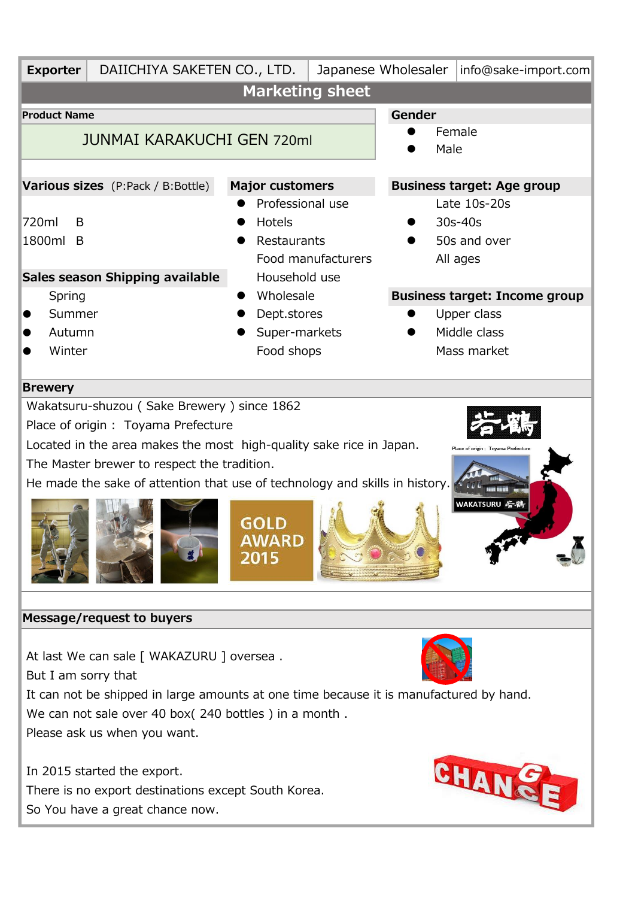| Exporter | DAIICHIYA SAKETEN CO., LTD. | Japanese Wholesaler | info@sake-import.com |
| --- | --- | --- | --- |

## Marketing sheet

**Product Name**

JUNMAI KARAKUCHI GEN 720ml

**Gender**

- ● Female
- ● Male

**Various sizes** (P:Pack / B:Bottle)

720ml B
1800ml B

**Sales season Shipping available**

- Spring
- ● Summer
- ● Autumn
- ● Winter

**Major customers**

- ● Professional use
- ● Hotels
- ● Restaurants
- Food manufacturers
- Household use
- ● Wholesale
- ● Dept.stores
- ● Super-markets
- Food shops

**Business target: Age group**

- Late 10s-20s
- ● 30s-40s
- ● 50s and over
- All ages

**Business target: Income group**

- ● Upper class
- ● Middle class
- Mass market

**Brewery**

Wakatsuru-shuzou ( Sake Brewery ) since 1862
Place of origin : Toyama Prefecture
Located in the area makes the most high-quality sake rice in Japan.
The Master brewer to respect the tradition.
He made the sake of attention that use of technology and skills in history.

GOLD AWARD 2015

Place of origin : Toyama Prefecture

WAKATSURU 若鶴

**Message/request to buyers**

At last We can sale [ WAKAZURU ] oversea .
But I am sorry that
It can not be shipped in large amounts at one time because it is manufactured by hand.
We can not sale over 40 box( 240 bottles ) in a month .
Please ask us when you want.

In 2015 started the export.
There is no export destinations except South Korea.
So You have a great chance now.

CHANGE